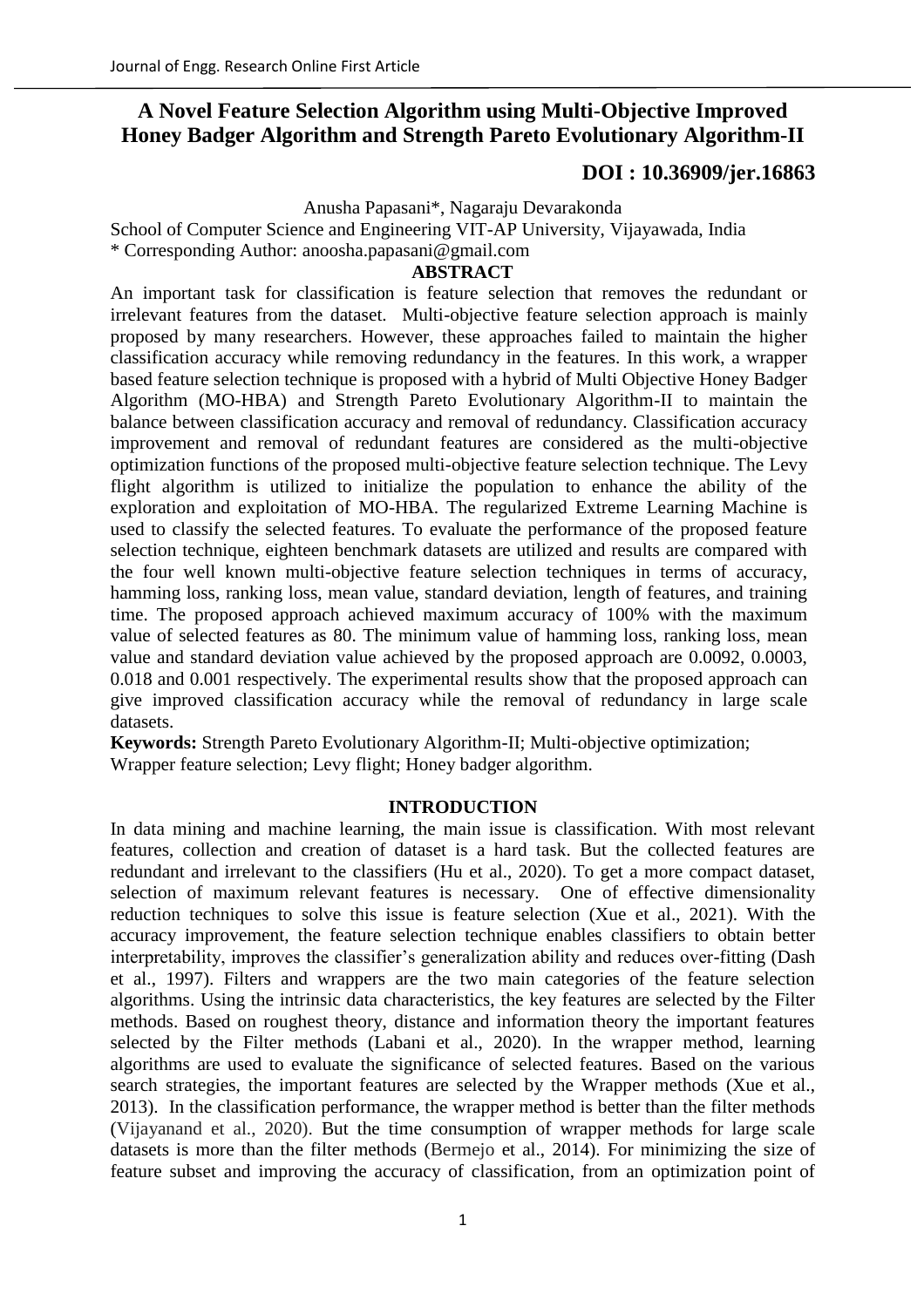# A Novel Feature Selection Algorithm using Multi-Objective Improved Honey Badger Algorithm and Strength Pareto Evolutionary Algorithm-II

**DOI : 10.36909/jer.16863**

Anusha Papasani*, Nagaraju Devarakonda

School of Computer Science and Engineering VIT-AP University, Vijayawada, India

\* Corresponding Author: anoosha.papasani@gmail.com

## ABSTRACT

An important task for classification is feature selection that removes the redundant or irrelevant features from the dataset. Multi-objective feature selection approach is mainly proposed by many researchers. However, these approaches failed to maintain the higher classification accuracy while removing redundancy in the features. In this work, a wrapper based feature selection technique is proposed with a hybrid of Multi Objective Honey Badger Algorithm (MO-HBA) and Strength Pareto Evolutionary Algorithm-II to maintain the balance between classification accuracy and removal of redundancy. Classification accuracy improvement and removal of redundant features are considered as the multi-objective optimization functions of the proposed multi-objective feature selection technique. The Levy flight algorithm is utilized to initialize the population to enhance the ability of the exploration and exploitation of MO-HBA. The regularized Extreme Learning Machine is used to classify the selected features. To evaluate the performance of the proposed feature selection technique, eighteen benchmark datasets are utilized and results are compared with the four well known multi-objective feature selection techniques in terms of accuracy, hamming loss, ranking loss, mean value, standard deviation, length of features, and training time. The proposed approach achieved maximum accuracy of 100% with the maximum value of selected features as 80. The minimum value of hamming loss, ranking loss, mean value and standard deviation value achieved by the proposed approach are 0.0092, 0.0003, 0.018 and 0.001 respectively. The experimental results show that the proposed approach can give improved classification accuracy while the removal of redundancy in large scale datasets.

**Keywords:** Strength Pareto Evolutionary Algorithm-II; Multi-objective optimization; Wrapper feature selection; Levy flight; Honey badger algorithm.

## INTRODUCTION

In data mining and machine learning, the main issue is classification. With most relevant features, collection and creation of dataset is a hard task. But the collected features are redundant and irrelevant to the classifiers (Hu et al., 2020). To get a more compact dataset, selection of maximum relevant features is necessary. One of effective dimensionality reduction techniques to solve this issue is feature selection (Xue et al., 2021). With the accuracy improvement, the feature selection technique enables classifiers to obtain better interpretability, improves the classifier's generalization ability and reduces over-fitting (Dash et al., 1997). Filters and wrappers are the two main categories of the feature selection algorithms. Using the intrinsic data characteristics, the key features are selected by the Filter methods. Based on roughest theory, distance and information theory the important features selected by the Filter methods (Labani et al., 2020). In the wrapper method, learning algorithms are used to evaluate the significance of selected features. Based on the various search strategies, the important features are selected by the Wrapper methods (Xue et al., 2013). In the classification performance, the wrapper method is better than the filter methods (Vijayanand et al., 2020). But the time consumption of wrapper methods for large scale datasets is more than the filter methods (Bermejo et al., 2014). For minimizing the size of feature subset and improving the accuracy of classification, from an optimization point of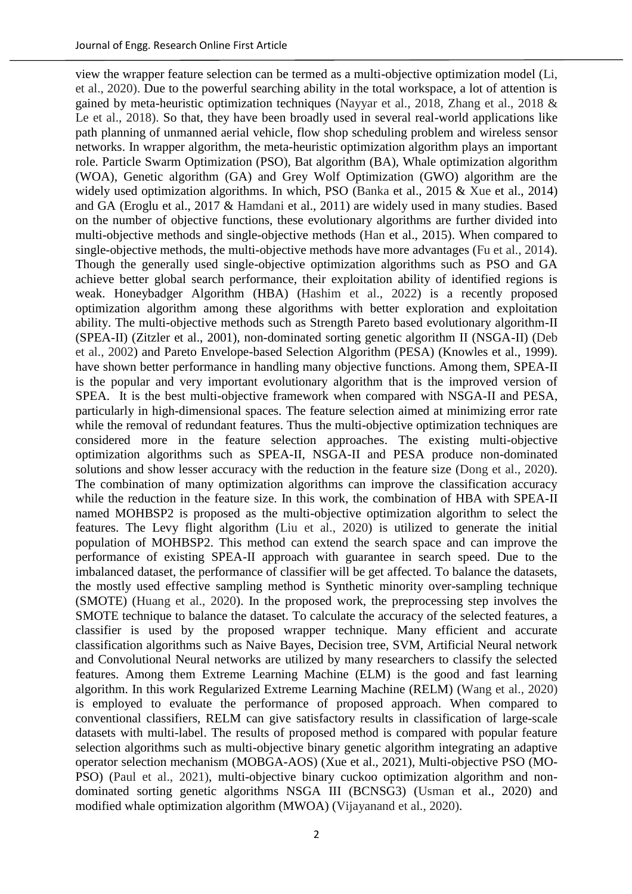view the wrapper feature selection can be termed as a multi-objective optimization model (Li, et al., 2020). Due to the powerful searching ability in the total workspace, a lot of attention is gained by meta-heuristic optimization techniques (Nayyar et al., 2018, Zhang et al., 2018 & Le et al., 2018). So that, they have been broadly used in several real-world applications like path planning of unmanned aerial vehicle, flow shop scheduling problem and wireless sensor networks. In wrapper algorithm, the meta-heuristic optimization algorithm plays an important role. Particle Swarm Optimization (PSO), Bat algorithm (BA), Whale optimization algorithm (WOA), Genetic algorithm (GA) and Grey Wolf Optimization (GWO) algorithm are the widely used optimization algorithms. In which, PSO (Banka et al., 2015 & Xue et al., 2014) and GA (Eroglu et al., 2017 & Hamdani et al., 2011) are widely used in many studies. Based on the number of objective functions, these evolutionary algorithms are further divided into multi-objective methods and single-objective methods (Han et al., 2015). When compared to single-objective methods, the multi-objective methods have more advantages (Fu et al., 2014). Though the generally used single-objective optimization algorithms such as PSO and GA achieve better global search performance, their exploitation ability of identified regions is weak. Honeybadger Algorithm (HBA) (Hashim et al., 2022) is a recently proposed optimization algorithm among these algorithms with better exploration and exploitation ability. The multi-objective methods such as Strength Pareto based evolutionary algorithm-II (SPEA-II) (Zitzler et al., 2001), non-dominated sorting genetic algorithm II (NSGA-II) (Deb et al., 2002) and Pareto Envelope-based Selection Algorithm (PESA) (Knowles et al., 1999). have shown better performance in handling many objective functions. Among them, SPEA-II is the popular and very important evolutionary algorithm that is the improved version of SPEA. It is the best multi-objective framework when compared with NSGA-II and PESA, particularly in high-dimensional spaces. The feature selection aimed at minimizing error rate while the removal of redundant features. Thus the multi-objective optimization techniques are considered more in the feature selection approaches. The existing multi-objective optimization algorithms such as SPEA-II, NSGA-II and PESA produce non-dominated solutions and show lesser accuracy with the reduction in the feature size (Dong et al., 2020). The combination of many optimization algorithms can improve the classification accuracy while the reduction in the feature size. In this work, the combination of HBA with SPEA-II named MOHBSP2 is proposed as the multi-objective optimization algorithm to select the features. The Levy flight algorithm (Liu et al., 2020) is utilized to generate the initial population of MOHBSP2. This method can extend the search space and can improve the performance of existing SPEA-II approach with guarantee in search speed. Due to the imbalanced dataset, the performance of classifier will be get affected. To balance the datasets, the mostly used effective sampling method is Synthetic minority over-sampling technique (SMOTE) (Huang et al., 2020). In the proposed work, the preprocessing step involves the SMOTE technique to balance the dataset. To calculate the accuracy of the selected features, a classifier is used by the proposed wrapper technique. Many efficient and accurate classification algorithms such as Naive Bayes, Decision tree, SVM, Artificial Neural network and Convolutional Neural networks are utilized by many researchers to classify the selected features. Among them Extreme Learning Machine (ELM) is the good and fast learning algorithm. In this work Regularized Extreme Learning Machine (RELM) (Wang et al., 2020) is employed to evaluate the performance of proposed approach. When compared to conventional classifiers, RELM can give satisfactory results in classification of large-scale datasets with multi-label. The results of proposed method is compared with popular feature selection algorithms such as multi-objective binary genetic algorithm integrating an adaptive operator selection mechanism (MOBGA-AOS) (Xue et al., 2021), Multi-objective PSO (MO-PSO) (Paul et al., 2021), multi-objective binary cuckoo optimization algorithm and non-dominated sorting genetic algorithms NSGA III (BCNSG3) (Usman et al., 2020) and modified whale optimization algorithm (MWOA) (Vijayanand et al., 2020).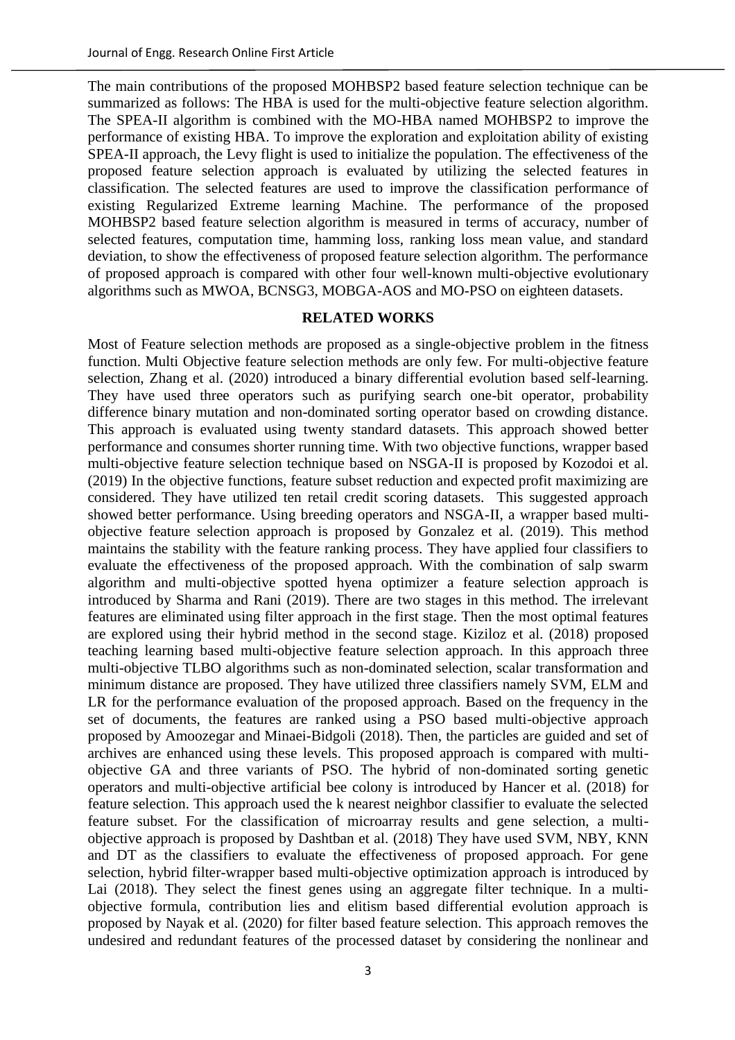The main contributions of the proposed MOHBSP2 based feature selection technique can be summarized as follows: The HBA is used for the multi-objective feature selection algorithm. The SPEA-II algorithm is combined with the MO-HBA named MOHBSP2 to improve the performance of existing HBA. To improve the exploration and exploitation ability of existing SPEA-II approach, the Levy flight is used to initialize the population. The effectiveness of the proposed feature selection approach is evaluated by utilizing the selected features in classification. The selected features are used to improve the classification performance of existing Regularized Extreme learning Machine. The performance of the proposed MOHBSP2 based feature selection algorithm is measured in terms of accuracy, number of selected features, computation time, hamming loss, ranking loss mean value, and standard deviation, to show the effectiveness of proposed feature selection algorithm. The performance of proposed approach is compared with other four well-known multi-objective evolutionary algorithms such as MWOA, BCNSG3, MOBGA-AOS and MO-PSO on eighteen datasets.

## RELATED WORKS

Most of Feature selection methods are proposed as a single-objective problem in the fitness function. Multi Objective feature selection methods are only few. For multi-objective feature selection, Zhang et al. (2020) introduced a binary differential evolution based self-learning. They have used three operators such as purifying search one-bit operator, probability difference binary mutation and non-dominated sorting operator based on crowding distance. This approach is evaluated using twenty standard datasets. This approach showed better performance and consumes shorter running time. With two objective functions, wrapper based multi-objective feature selection technique based on NSGA-II is proposed by Kozodoi et al. (2019) In the objective functions, feature subset reduction and expected profit maximizing are considered. They have utilized ten retail credit scoring datasets. This suggested approach showed better performance. Using breeding operators and NSGA-II, a wrapper based multi-objective feature selection approach is proposed by Gonzalez et al. (2019). This method maintains the stability with the feature ranking process. They have applied four classifiers to evaluate the effectiveness of the proposed approach. With the combination of salp swarm algorithm and multi-objective spotted hyena optimizer a feature selection approach is introduced by Sharma and Rani (2019). There are two stages in this method. The irrelevant features are eliminated using filter approach in the first stage. Then the most optimal features are explored using their hybrid method in the second stage. Kiziloz et al. (2018) proposed teaching learning based multi-objective feature selection approach. In this approach three multi-objective TLBO algorithms such as non-dominated selection, scalar transformation and minimum distance are proposed. They have utilized three classifiers namely SVM, ELM and LR for the performance evaluation of the proposed approach. Based on the frequency in the set of documents, the features are ranked using a PSO based multi-objective approach proposed by Amoozegar and Minaei-Bidgoli (2018). Then, the particles are guided and set of archives are enhanced using these levels. This proposed approach is compared with multi-objective GA and three variants of PSO. The hybrid of non-dominated sorting genetic operators and multi-objective artificial bee colony is introduced by Hancer et al. (2018) for feature selection. This approach used the k nearest neighbor classifier to evaluate the selected feature subset. For the classification of microarray results and gene selection, a multi-objective approach is proposed by Dashtban et al. (2018) They have used SVM, NBY, KNN and DT as the classifiers to evaluate the effectiveness of proposed approach. For gene selection, hybrid filter-wrapper based multi-objective optimization approach is introduced by Lai (2018). They select the finest genes using an aggregate filter technique. In a multi-objective formula, contribution lies and elitism based differential evolution approach is proposed by Nayak et al. (2020) for filter based feature selection. This approach removes the undesired and redundant features of the processed dataset by considering the nonlinear and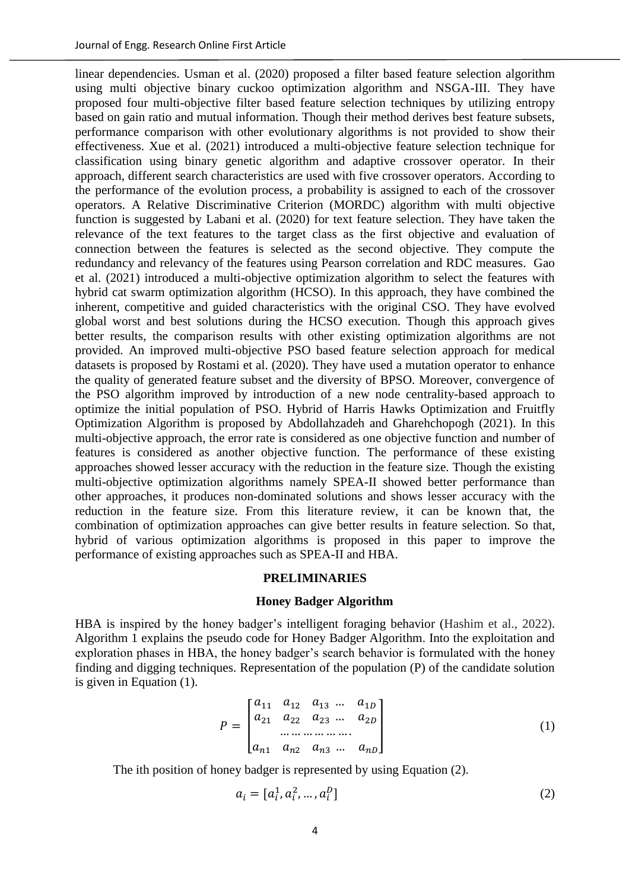linear dependencies. Usman et al. (2020) proposed a filter based feature selection algorithm using multi objective binary cuckoo optimization algorithm and NSGA-III. They have proposed four multi-objective filter based feature selection techniques by utilizing entropy based on gain ratio and mutual information. Though their method derives best feature subsets, performance comparison with other evolutionary algorithms is not provided to show their effectiveness. Xue et al. (2021) introduced a multi-objective feature selection technique for classification using binary genetic algorithm and adaptive crossover operator. In their approach, different search characteristics are used with five crossover operators. According to the performance of the evolution process, a probability is assigned to each of the crossover operators. A Relative Discriminative Criterion (MORDC) algorithm with multi objective function is suggested by Labani et al. (2020) for text feature selection. They have taken the relevance of the text features to the target class as the first objective and evaluation of connection between the features is selected as the second objective. They compute the redundancy and relevancy of the features using Pearson correlation and RDC measures. Gao et al. (2021) introduced a multi-objective optimization algorithm to select the features with hybrid cat swarm optimization algorithm (HCSO). In this approach, they have combined the inherent, competitive and guided characteristics with the original CSO. They have evolved global worst and best solutions during the HCSO execution. Though this approach gives better results, the comparison results with other existing optimization algorithms are not provided. An improved multi-objective PSO based feature selection approach for medical datasets is proposed by Rostami et al. (2020). They have used a mutation operator to enhance the quality of generated feature subset and the diversity of BPSO. Moreover, convergence of the PSO algorithm improved by introduction of a new node centrality-based approach to optimize the initial population of PSO. Hybrid of Harris Hawks Optimization and Fruitfly Optimization Algorithm is proposed by Abdollahzadeh and Gharehchopogh (2021). In this multi-objective approach, the error rate is considered as one objective function and number of features is considered as another objective function. The performance of these existing approaches showed lesser accuracy with the reduction in the feature size. Though the existing multi-objective optimization algorithms namely SPEA-II showed better performance than other approaches, it produces non-dominated solutions and shows lesser accuracy with the reduction in the feature size. From this literature review, it can be known that, the combination of optimization approaches can give better results in feature selection. So that, hybrid of various optimization algorithms is proposed in this paper to improve the performance of existing approaches such as SPEA-II and HBA.

## PRELIMINARIES

### Honey Badger Algorithm

HBA is inspired by the honey badger's intelligent foraging behavior (Hashim et al., 2022). Algorithm 1 explains the pseudo code for Honey Badger Algorithm. Into the exploitation and exploration phases in HBA, the honey badger's search behavior is formulated with the honey finding and digging techniques. Representation of the population (P) of the candidate solution is given in Equation (1).

$$P = \begin{bmatrix} a_{11} & a_{12} & a_{13} \dots & a_{1D} \\ a_{21} & a_{22} & a_{23} \dots & a_{2D} \\ & \dots\dots\dots\dots\dots. & & \\ a_{n1} & a_{n2} & a_{n3} \dots & a_{nD} \end{bmatrix} \tag{1}$$

The ith position of honey badger is represented by using Equation (2).

$$a_i = [a_i^1, a_i^2, \dots, a_i^D] \tag{2}$$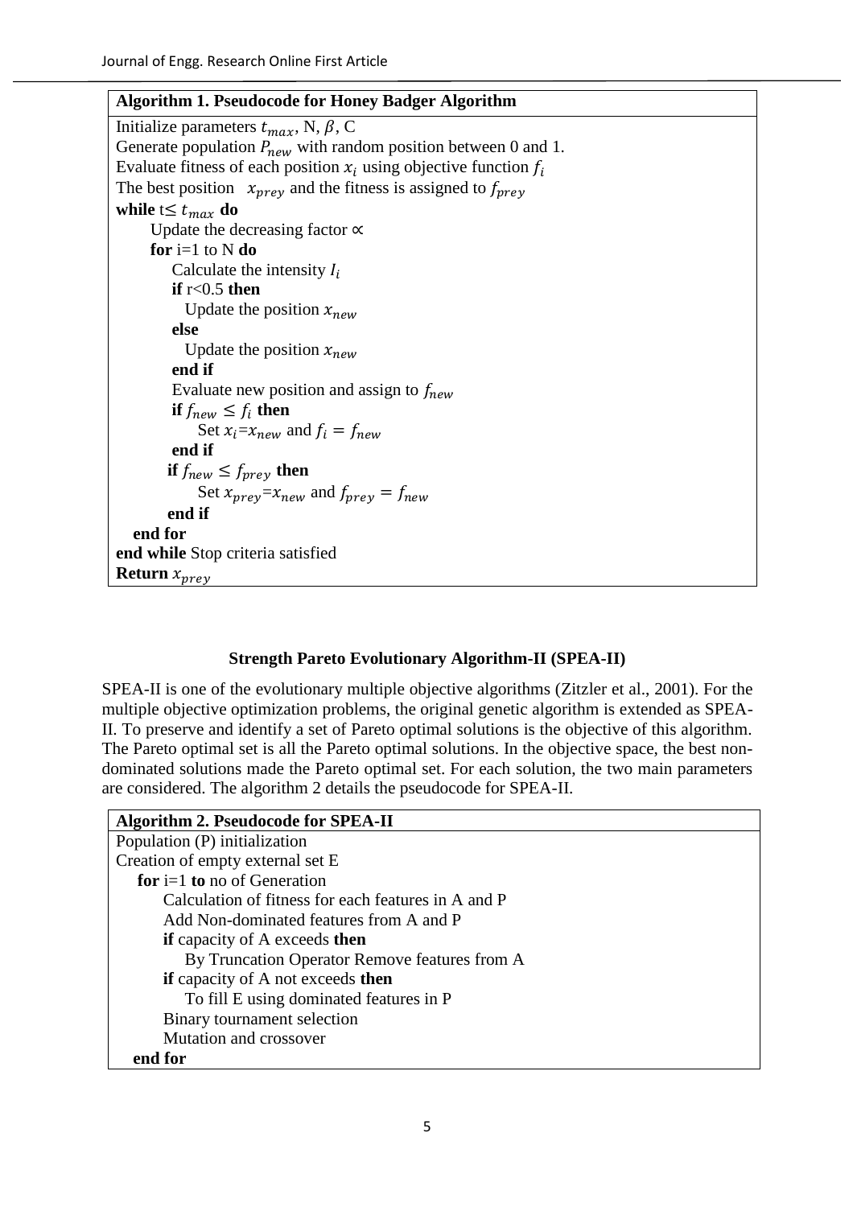```
Algorithm 1. Pseudocode for Honey Badger Algorithm
Initialize parameters t_max, N, β, C
Generate population P_new with random position between 0 and 1.
Evaluate fitness of each position x_i using objective function f_i
The best position x_prey and the fitness is assigned to f_prey
while t≤ t_max do
    Update the decreasing factor ∝
    for i=1 to N do
        Calculate the intensity I_i
        if r<0.5 then
            Update the position x_new
        else
            Update the position x_new
        end if
        Evaluate new position and assign to f_new
        if f_new ≤ f_i then
            Set x_i=x_new and f_i = f_new
        end if
        if f_new ≤ f_prey then
            Set x_prey=x_new and f_prey = f_new
        end if
    end for
end while Stop criteria satisfied
Return x_prey
```

**Strength Pareto Evolutionary Algorithm-II (SPEA-II)**

SPEA-II is one of the evolutionary multiple objective algorithms (Zitzler et al., 2001). For the multiple objective optimization problems, the original genetic algorithm is extended as SPEA-II. To preserve and identify a set of Pareto optimal solutions is the objective of this algorithm. The Pareto optimal set is all the Pareto optimal solutions. In the objective space, the best non-dominated solutions made the Pareto optimal set. For each solution, the two main parameters are considered. The algorithm 2 details the pseudocode for SPEA-II.

```
Algorithm 2. Pseudocode for SPEA-II
Population (P) initialization
Creation of empty external set E
  for i=1 to no of Generation
      Calculation of fitness for each features in A and P
      Add Non-dominated features from A and P
      if capacity of A exceeds then
          By Truncation Operator Remove features from A
      if capacity of A not exceeds then
          To fill E using dominated features in P
      Binary tournament selection
      Mutation and crossover
  end for
```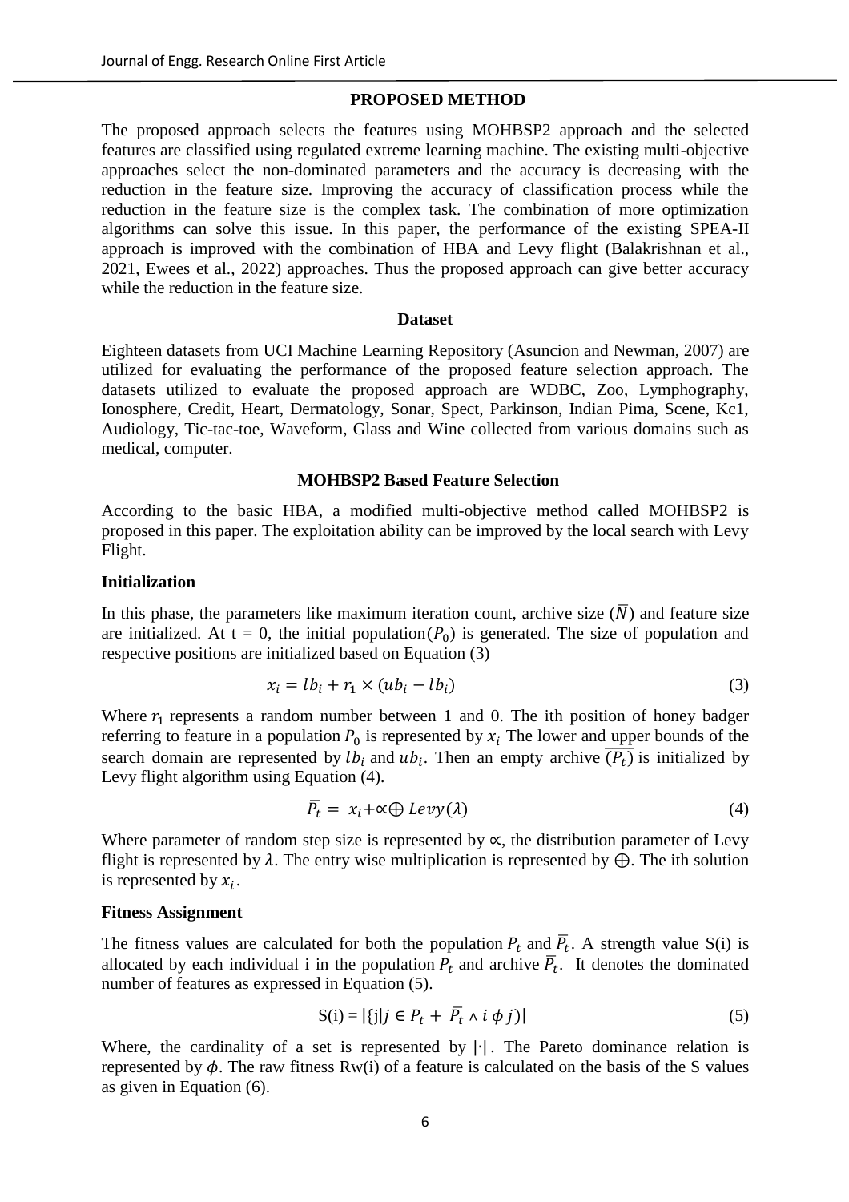## PROPOSED METHOD

The proposed approach selects the features using MOHBSP2 approach and the selected features are classified using regulated extreme learning machine. The existing multi-objective approaches select the non-dominated parameters and the accuracy is decreasing with the reduction in the feature size. Improving the accuracy of classification process while the reduction in the feature size is the complex task. The combination of more optimization algorithms can solve this issue. In this paper, the performance of the existing SPEA-II approach is improved with the combination of HBA and Levy flight (Balakrishnan et al., 2021, Ewees et al., 2022) approaches. Thus the proposed approach can give better accuracy while the reduction in the feature size.

### Dataset

Eighteen datasets from UCI Machine Learning Repository (Asuncion and Newman, 2007) are utilized for evaluating the performance of the proposed feature selection approach. The datasets utilized to evaluate the proposed approach are WDBC, Zoo, Lymphography, Ionosphere, Credit, Heart, Dermatology, Sonar, Spect, Parkinson, Indian Pima, Scene, Kc1, Audiology, Tic-tac-toe, Waveform, Glass and Wine collected from various domains such as medical, computer.

### MOHBSP2 Based Feature Selection

According to the basic HBA, a modified multi-objective method called MOHBSP2 is proposed in this paper. The exploitation ability can be improved by the local search with Levy Flight.

#### Initialization

In this phase, the parameters like maximum iteration count, archive size ($\overline{N}$) and feature size are initialized. At t = 0, the initial population($P_0$) is generated. The size of population and respective positions are initialized based on Equation (3)

$$x_i = lb_i + r_1 \times (ub_i - lb_i) \tag{3}$$

Where $r_1$ represents a random number between 1 and 0. The ith position of honey badger referring to feature in a population $P_0$ is represented by $x_i$ The lower and upper bounds of the search domain are represented by $lb_i$ and $ub_i$. Then an empty archive $\overline{(P_t)}$ is initialized by Levy flight algorithm using Equation (4).

$$\overline{P_t} = x_i + \propto \bigoplus Levy(\lambda) \tag{4}$$

Where parameter of random step size is represented by $\propto$, the distribution parameter of Levy flight is represented by $\lambda$. The entry wise multiplication is represented by $\bigoplus$. The ith solution is represented by $x_i$.

#### Fitness Assignment

The fitness values are calculated for both the population $P_t$ and $\overline{P_t}$. A strength value S(i) is allocated by each individual i in the population $P_t$ and archive $\overline{P_t}$. It denotes the dominated number of features as expressed in Equation (5).

$$S(i) = |\{j | j \in P_t + \overline{P_t} \wedge i\ \phi\ j\}| \tag{5}$$

Where, the cardinality of a set is represented by $|\cdot|$. The Pareto dominance relation is represented by $\phi$. The raw fitness Rw(i) of a feature is calculated on the basis of the S values as given in Equation (6).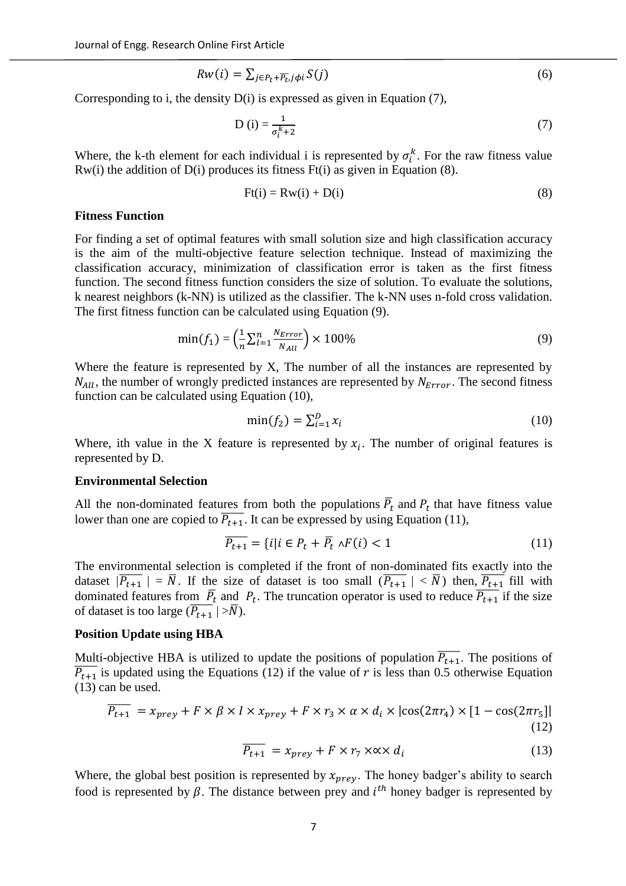$$Rw(i) = \sum_{j \in P_t + \overline{P_t}, j \phi i} S(j) \quad (6)$$

Corresponding to i, the density D(i) is expressed as given in Equation (7),

$$\text{D (i)} = \frac{1}{\sigma_i^k + 2} \quad (7)$$

Where, the k-th element for each individual i is represented by $\sigma_i^k$. For the raw fitness value Rw(i) the addition of D(i) produces its fitness Ft(i) as given in Equation (8).

$$\text{Ft(i)} = \text{Rw(i)} + \text{D(i)} \quad (8)$$

**Fitness Function**

For finding a set of optimal features with small solution size and high classification accuracy is the aim of the multi-objective feature selection technique. Instead of maximizing the classification accuracy, minimization of classification error is taken as the first fitness function. The second fitness function considers the size of solution. To evaluate the solutions, k nearest neighbors (k-NN) is utilized as the classifier. The k-NN uses n-fold cross validation. The first fitness function can be calculated using Equation (9).

$$\min(f_1) = \left(\frac{1}{n}\sum_{l=1}^{n}\frac{N_{Error}}{N_{All}}\right) \times 100\% \quad (9)$$

Where the feature is represented by X, The number of all the instances are represented by $N_{All}$, the number of wrongly predicted instances are represented by $N_{Error}$. The second fitness function can be calculated using Equation (10),

$$\min(f_2) = \sum_{i=1}^{D} x_i \quad (10)$$

Where, ith value in the X feature is represented by $x_i$. The number of original features is represented by D.

**Environmental Selection**

All the non-dominated features from both the populations $\overline{P}_t$ and $P_t$ that have fitness value lower than one are copied to $\overline{P_{t+1}}$. It can be expressed by using Equation (11),

$$\overline{P_{t+1}} = \{i | i \in P_t + \overline{P}_t \wedge F(i) < 1 \quad (11)$$

The environmental selection is completed if the front of non-dominated fits exactly into the dataset $|\overline{P_{t+1}}| = \overline{N}$. If the size of dataset is too small ($\overline{P_{t+1}} | < \overline{N}$) then, $\overline{P_{t+1}}$ fill with dominated features from $\overline{P}_t$ and $P_t$. The truncation operator is used to reduce $\overline{P_{t+1}}$ if the size of dataset is too large ($\overline{P_{t+1}} | > \overline{N}$).

**Position Update using HBA**

Multi-objective HBA is utilized to update the positions of population $\overline{P_{t+1}}$. The positions of $\overline{P_{t+1}}$ is updated using the Equations (12) if the value of $r$ is less than 0.5 otherwise Equation (13) can be used.

$$\overline{P_{t+1}} = x_{prey} + F \times \beta \times I \times x_{prey} + F \times r_3 \times \alpha \times d_i \times |\cos(2\pi r_4) \times [1 - \cos(2\pi r_5]| \quad (12)$$

$$\overline{P_{t+1}} = x_{prey} + F \times r_7 \times \propto \times\, d_i \quad (13)$$

Where, the global best position is represented by $x_{prey}$. The honey badger's ability to search food is represented by $\beta$. The distance between prey and $i^{th}$ honey badger is represented by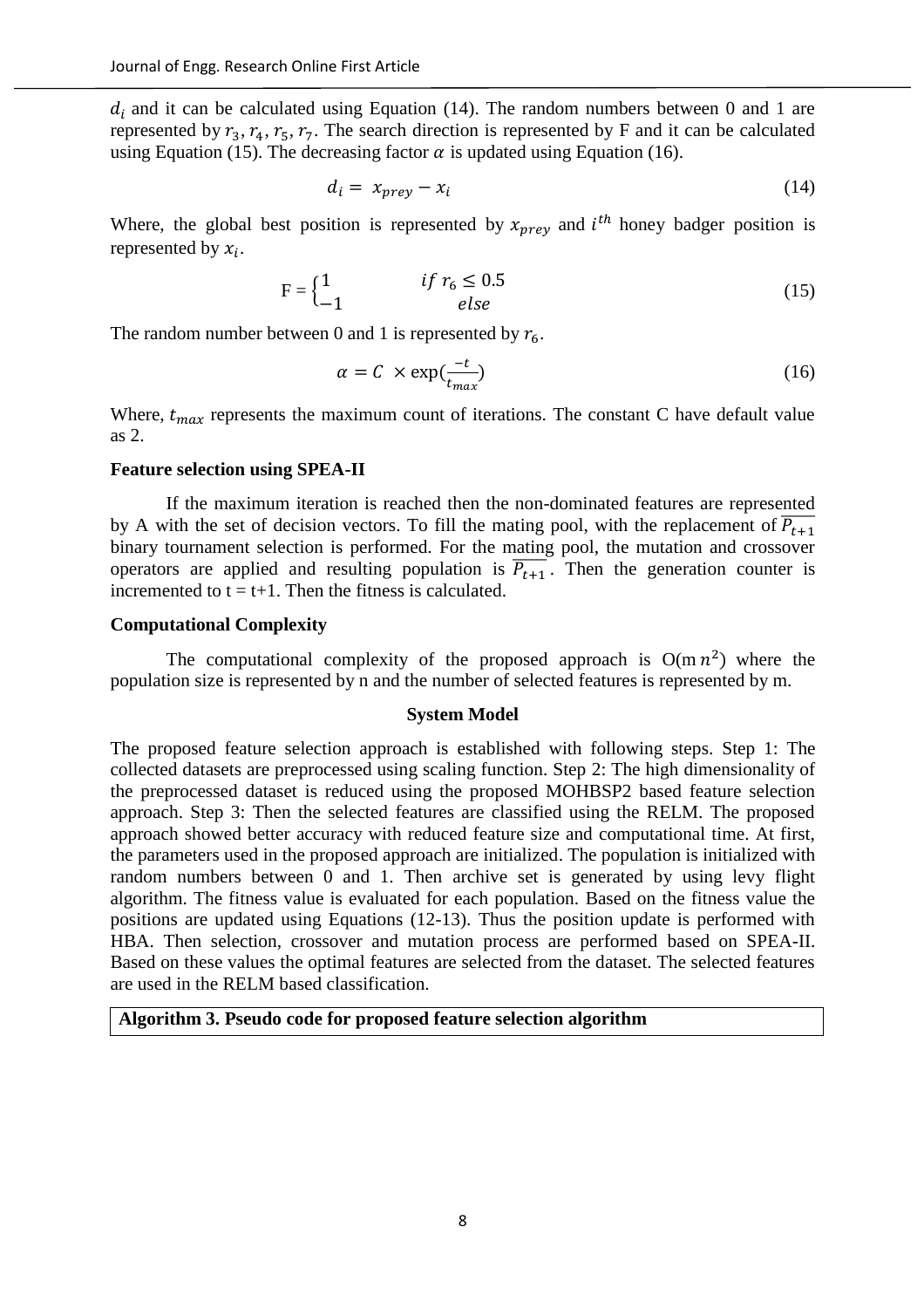$d_i$ and it can be calculated using Equation (14). The random numbers between 0 and 1 are represented by $r_3, r_4, r_5, r_7$. The search direction is represented by F and it can be calculated using Equation (15). The decreasing factor $\alpha$ is updated using Equation (16).

$$d_i = x_{prey} - x_i \tag{14}$$

Where, the global best position is represented by $x_{prey}$ and $i^{th}$ honey badger position is represented by $x_i$.

$$\text{F} = \begin{cases} 1 & if\ r_6 \leq 0.5 \\ -1 & else \end{cases} \tag{15}$$

The random number between 0 and 1 is represented by $r_6$.

$$\alpha = C \times \exp\left(\frac{-t}{t_{max}}\right) \tag{16}$$

Where, $t_{max}$ represents the maximum count of iterations. The constant C have default value as 2.

**Feature selection using SPEA-II**

If the maximum iteration is reached then the non-dominated features are represented by A with the set of decision vectors. To fill the mating pool, with the replacement of $\overline{P_{t+1}}$ binary tournament selection is performed. For the mating pool, the mutation and crossover operators are applied and resulting population is $\overline{P_{t+1}}$. Then the generation counter is incremented to t = t+1. Then the fitness is calculated.

**Computational Complexity**

The computational complexity of the proposed approach is $O(m\,n^2)$ where the population size is represented by n and the number of selected features is represented by m.

## System Model

The proposed feature selection approach is established with following steps. Step 1: The collected datasets are preprocessed using scaling function. Step 2: The high dimensionality of the preprocessed dataset is reduced using the proposed MOHBSP2 based feature selection approach. Step 3: Then the selected features are classified using the RELM. The proposed approach showed better accuracy with reduced feature size and computational time. At first, the parameters used in the proposed approach are initialized. The population is initialized with random numbers between 0 and 1. Then archive set is generated by using levy flight algorithm. The fitness value is evaluated for each population. Based on the fitness value the positions are updated using Equations (12-13). Thus the position update is performed with HBA. Then selection, crossover and mutation process are performed based on SPEA-II. Based on these values the optimal features are selected from the dataset. The selected features are used in the RELM based classification.

**Algorithm 3. Pseudo code for proposed feature selection algorithm**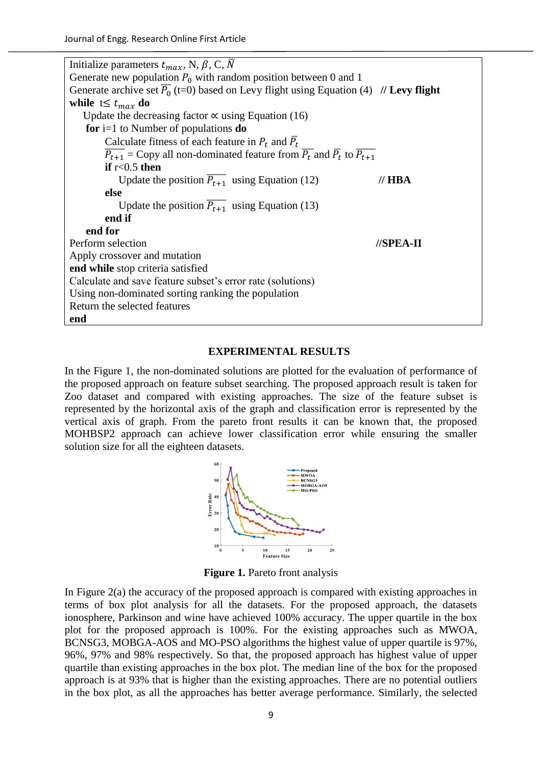```
Initialize parameters t_max, N, β, C, N̄
Generate new population P_0 with random position between 0 and 1
Generate archive set P̄_0 (t=0) based on Levy flight using Equation (4)   // Levy flight
while  t≤ t_max do
    Update the decreasing factor ∝ using Equation (16)
    for i=1 to Number of populations do
        Calculate fitness of each feature in P_t and P̄_t
        P̄_{t+1} = Copy all non-dominated feature from P̄_t and P̄_t to P̄_{t+1}
        if r<0.5 then
            Update the position P̄_{t+1} using Equation (12)            // HBA
        else
            Update the position P̄_{t+1} using Equation (13)
        end if
    end for
Perform selection                                                    //SPEA-II
Apply crossover and mutation
end while stop criteria satisfied
Calculate and save feature subset's error rate (solutions)
Using non-dominated sorting ranking the population
Return the selected features
end
```

## EXPERIMENTAL RESULTS

In the Figure 1, the non-dominated solutions are plotted for the evaluation of performance of the proposed approach on feature subset searching. The proposed approach result is taken for Zoo dataset and compared with existing approaches. The size of the feature subset is represented by the horizontal axis of the graph and classification error is represented by the vertical axis of graph. From the pareto front results it can be known that, the proposed MOHBSP2 approach can achieve lower classification error while ensuring the smaller solution size for all the eighteen datasets.

**Figure 1.** Pareto front analysis

In Figure 2(a) the accuracy of the proposed approach is compared with existing approaches in terms of box plot analysis for all the datasets. For the proposed approach, the datasets ionosphere, Parkinson and wine have achieved 100% accuracy. The upper quartile in the box plot for the proposed approach is 100%. For the existing approaches such as MWOA, BCNSG3, MOBGA-AOS and MO-PSO algorithms the highest value of upper quartile is 97%, 96%, 97% and 98% respectively. So that, the proposed approach has highest value of upper quartile than existing approaches in the box plot. The median line of the box for the proposed approach is at 93% that is higher than the existing approaches. There are no potential outliers in the box plot, as all the approaches has better average performance. Similarly, the selected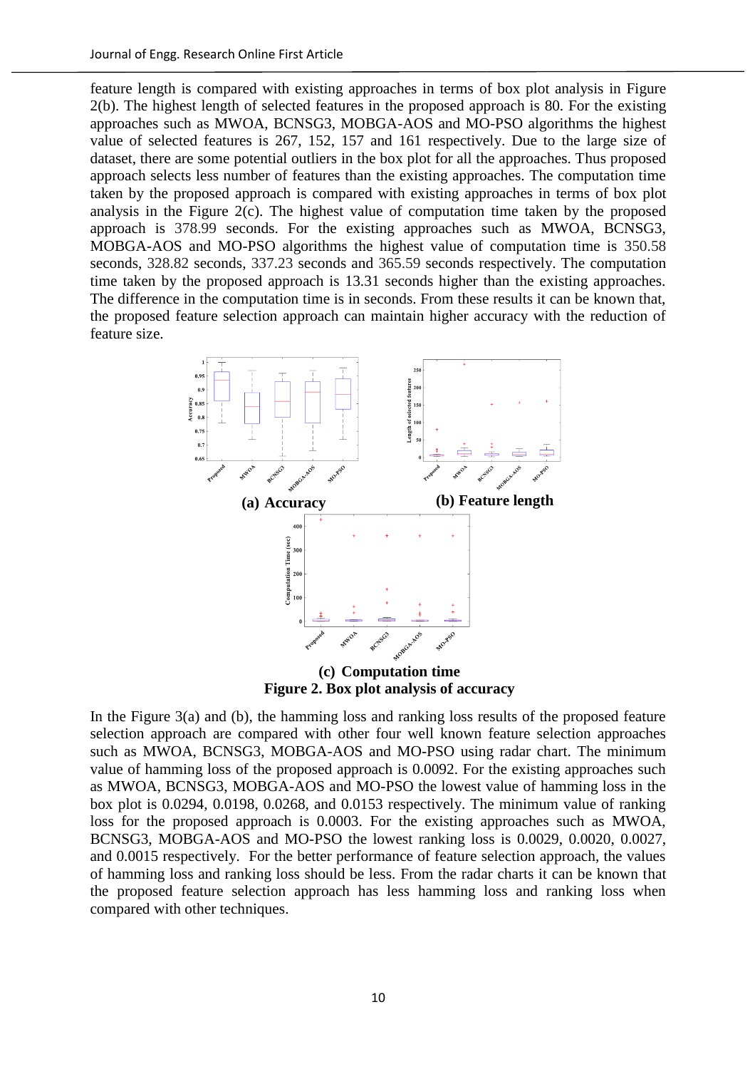feature length is compared with existing approaches in terms of box plot analysis in Figure 2(b). The highest length of selected features in the proposed approach is 80. For the existing approaches such as MWOA, BCNSG3, MOBGA-AOS and MO-PSO algorithms the highest value of selected features is 267, 152, 157 and 161 respectively. Due to the large size of dataset, there are some potential outliers in the box plot for all the approaches. Thus proposed approach selects less number of features than the existing approaches. The computation time taken by the proposed approach is compared with existing approaches in terms of box plot analysis in the Figure 2(c). The highest value of computation time taken by the proposed approach is 378.99 seconds. For the existing approaches such as MWOA, BCNSG3, MOBGA-AOS and MO-PSO algorithms the highest value of computation time is 350.58 seconds, 328.82 seconds, 337.23 seconds and 365.59 seconds respectively. The computation time taken by the proposed approach is 13.31 seconds higher than the existing approaches. The difference in the computation time is in seconds. From these results it can be known that, the proposed feature selection approach can maintain higher accuracy with the reduction of feature size.

**(a) Accuracy**

**(b) Feature length**

**(c) Computation time**

**Figure 2. Box plot analysis of accuracy**

In the Figure 3(a) and (b), the hamming loss and ranking loss results of the proposed feature selection approach are compared with other four well known feature selection approaches such as MWOA, BCNSG3, MOBGA-AOS and MO-PSO using radar chart. The minimum value of hamming loss of the proposed approach is 0.0092. For the existing approaches such as MWOA, BCNSG3, MOBGA-AOS and MO-PSO the lowest value of hamming loss in the box plot is 0.0294, 0.0198, 0.0268, and 0.0153 respectively. The minimum value of ranking loss for the proposed approach is 0.0003. For the existing approaches such as MWOA, BCNSG3, MOBGA-AOS and MO-PSO the lowest ranking loss is 0.0029, 0.0020, 0.0027, and 0.0015 respectively. For the better performance of feature selection approach, the values of hamming loss and ranking loss should be less. From the radar charts it can be known that the proposed feature selection approach has less hamming loss and ranking loss when compared with other techniques.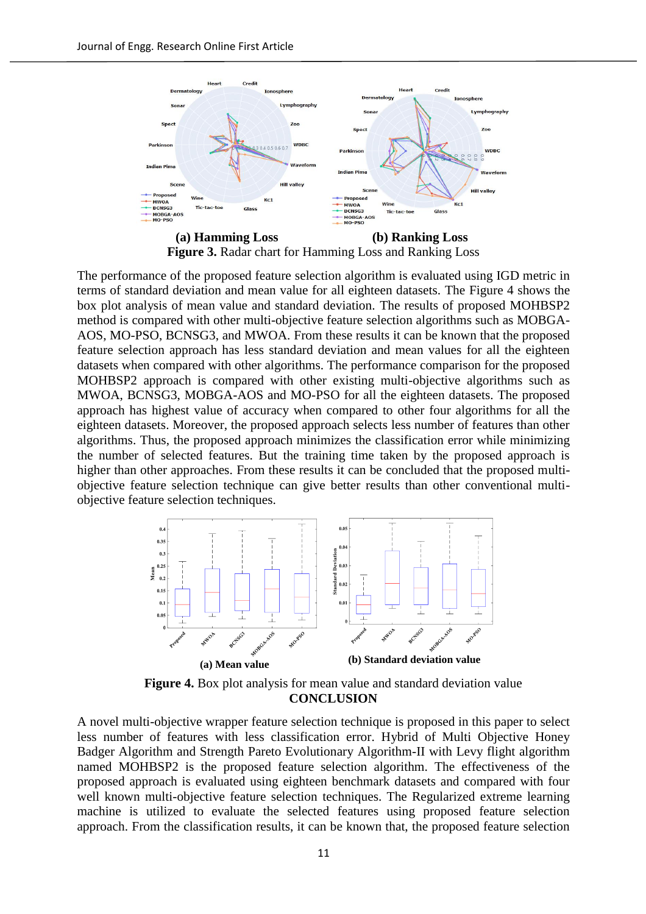**(a) Hamming Loss** **(b) Ranking Loss**

**Figure 3.** Radar chart for Hamming Loss and Ranking Loss

The performance of the proposed feature selection algorithm is evaluated using IGD metric in terms of standard deviation and mean value for all eighteen datasets. The Figure 4 shows the box plot analysis of mean value and standard deviation. The results of proposed MOHBSP2 method is compared with other multi-objective feature selection algorithms such as MOBGA-AOS, MO-PSO, BCNSG3, and MWOA. From these results it can be known that the proposed feature selection approach has less standard deviation and mean values for all the eighteen datasets when compared with other algorithms. The performance comparison for the proposed MOHBSP2 approach is compared with other existing multi-objective algorithms such as MWOA, BCNSG3, MOBGA-AOS and MO-PSO for all the eighteen datasets. The proposed approach has highest value of accuracy when compared to other four algorithms for all the eighteen datasets. Moreover, the proposed approach selects less number of features than other algorithms. Thus, the proposed approach minimizes the classification error while minimizing the number of selected features. But the training time taken by the proposed approach is higher than other approaches. From these results it can be concluded that the proposed multi-objective feature selection technique can give better results than other conventional multi-objective feature selection techniques.

**(a) Mean value** **(b) Standard deviation value**

**Figure 4.** Box plot analysis for mean value and standard deviation value

## CONCLUSION

A novel multi-objective wrapper feature selection technique is proposed in this paper to select less number of features with less classification error. Hybrid of Multi Objective Honey Badger Algorithm and Strength Pareto Evolutionary Algorithm-II with Levy flight algorithm named MOHBSP2 is the proposed feature selection algorithm. The effectiveness of the proposed approach is evaluated using eighteen benchmark datasets and compared with four well known multi-objective feature selection techniques. The Regularized extreme learning machine is utilized to evaluate the selected features using proposed feature selection approach. From the classification results, it can be known that, the proposed feature selection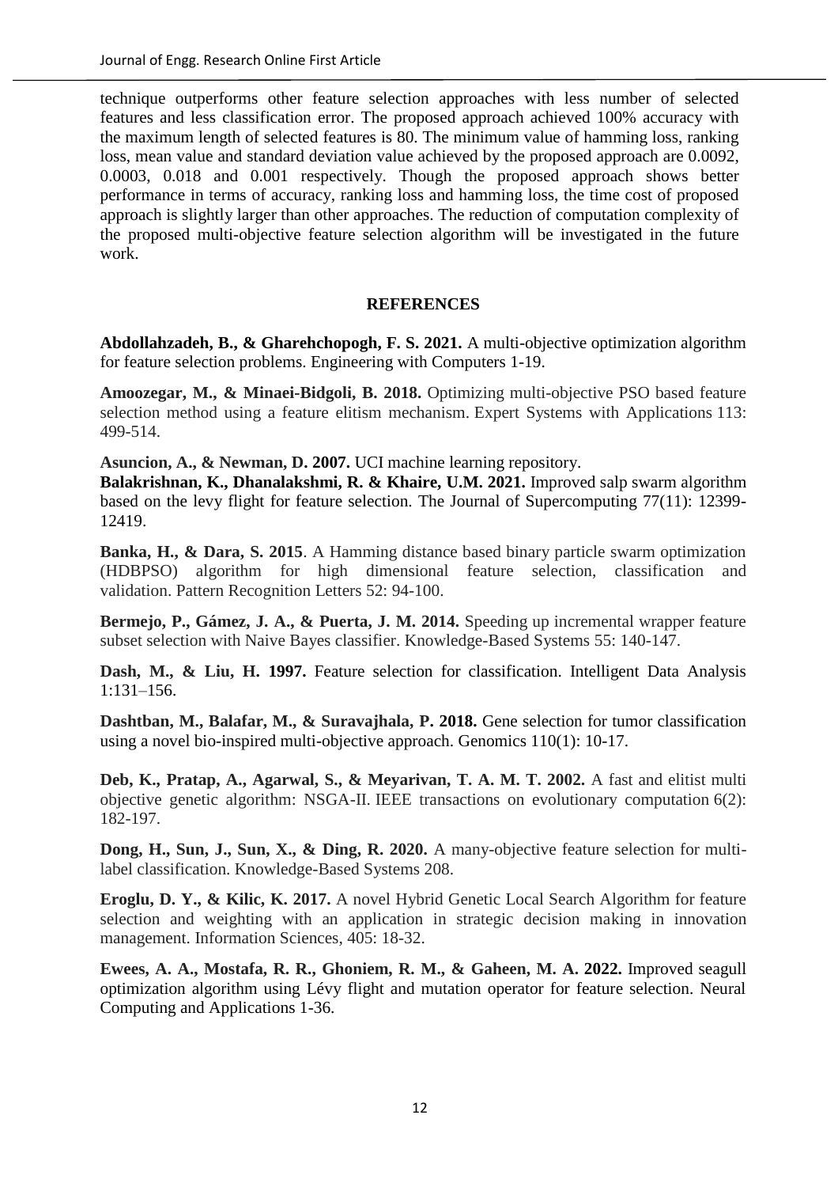technique outperforms other feature selection approaches with less number of selected features and less classification error. The proposed approach achieved 100% accuracy with the maximum length of selected features is 80. The minimum value of hamming loss, ranking loss, mean value and standard deviation value achieved by the proposed approach are 0.0092, 0.0003, 0.018 and 0.001 respectively. Though the proposed approach shows better performance in terms of accuracy, ranking loss and hamming loss, the time cost of proposed approach is slightly larger than other approaches. The reduction of computation complexity of the proposed multi-objective feature selection algorithm will be investigated in the future work.

## REFERENCES

**Abdollahzadeh, B., & Gharehchopogh, F. S. 2021.** A multi-objective optimization algorithm for feature selection problems. Engineering with Computers 1-19.

**Amoozegar, M., & Minaei-Bidgoli, B. 2018.** Optimizing multi-objective PSO based feature selection method using a feature elitism mechanism. Expert Systems with Applications 113: 499-514.

**Asuncion, A., & Newman, D. 2007.** UCI machine learning repository.

**Balakrishnan, K., Dhanalakshmi, R. & Khaire, U.M. 2021.** Improved salp swarm algorithm based on the levy flight for feature selection. The Journal of Supercomputing 77(11): 12399-12419.

**Banka, H., & Dara, S. 2015**. A Hamming distance based binary particle swarm optimization (HDBPSO) algorithm for high dimensional feature selection, classification and validation. Pattern Recognition Letters 52: 94-100.

**Bermejo, P., Gámez, J. A., & Puerta, J. M. 2014.** Speeding up incremental wrapper feature subset selection with Naive Bayes classifier. Knowledge-Based Systems 55: 140-147.

**Dash, M., & Liu, H. 1997.** Feature selection for classification. Intelligent Data Analysis 1:131–156.

**Dashtban, M., Balafar, M., & Suravajhala, P. 2018.** Gene selection for tumor classification using a novel bio-inspired multi-objective approach. Genomics 110(1): 10-17.

**Deb, K., Pratap, A., Agarwal, S., & Meyarivan, T. A. M. T. 2002.** A fast and elitist multi objective genetic algorithm: NSGA-II. IEEE transactions on evolutionary computation 6(2): 182-197.

**Dong, H., Sun, J., Sun, X., & Ding, R. 2020.** A many-objective feature selection for multi-label classification. Knowledge-Based Systems 208.

**Eroglu, D. Y., & Kilic, K. 2017.** A novel Hybrid Genetic Local Search Algorithm for feature selection and weighting with an application in strategic decision making in innovation management. Information Sciences, 405: 18-32.

**Ewees, A. A., Mostafa, R. R., Ghoniem, R. M., & Gaheen, M. A. 2022.** Improved seagull optimization algorithm using Lévy flight and mutation operator for feature selection. Neural Computing and Applications 1-36.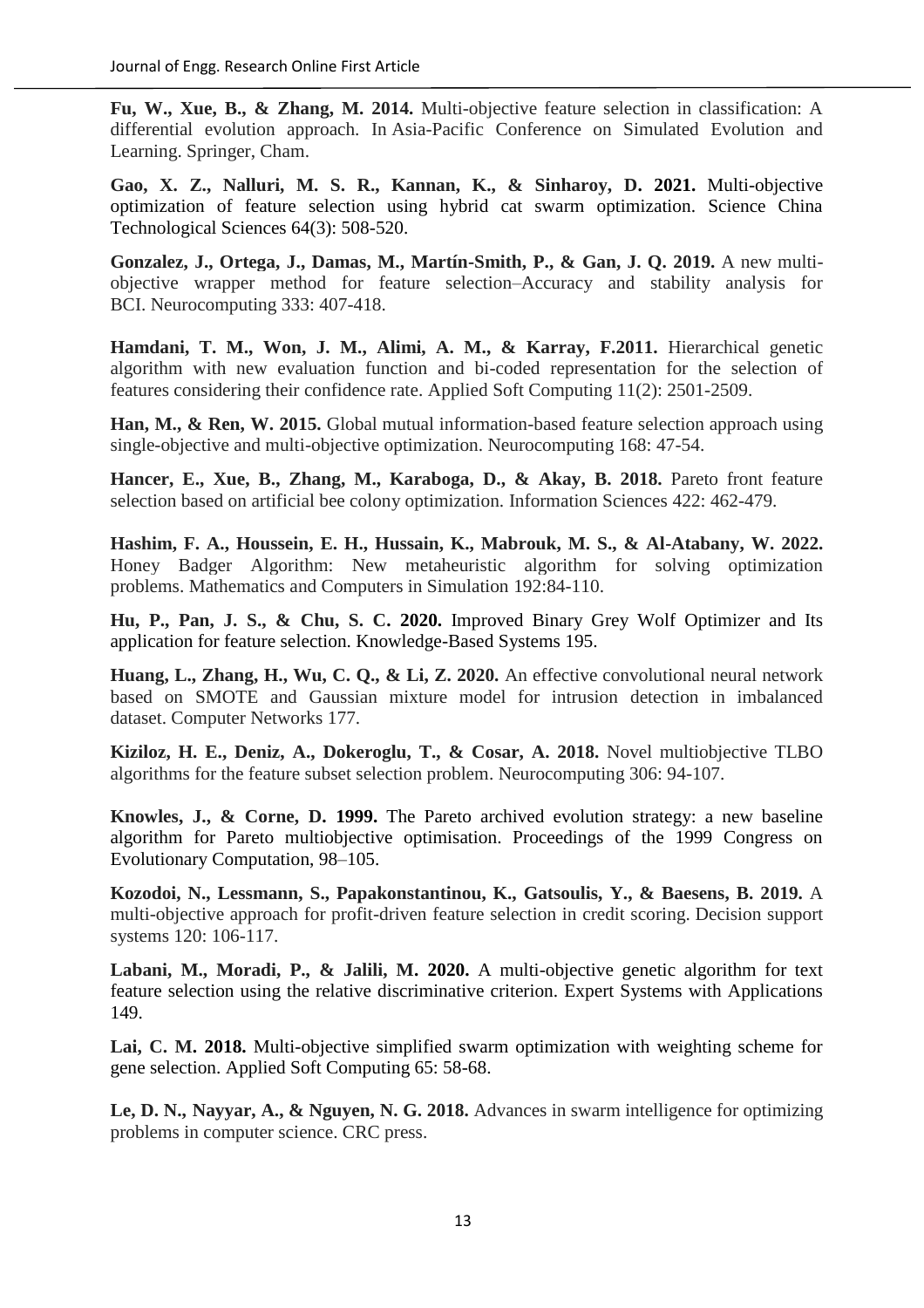**Fu, W., Xue, B., & Zhang, M. 2014.** Multi-objective feature selection in classification: A differential evolution approach. In Asia-Pacific Conference on Simulated Evolution and Learning. Springer, Cham.

**Gao, X. Z., Nalluri, M. S. R., Kannan, K., & Sinharoy, D. 2021.** Multi-objective optimization of feature selection using hybrid cat swarm optimization. Science China Technological Sciences 64(3): 508-520.

**Gonzalez, J., Ortega, J., Damas, M., Martín-Smith, P., & Gan, J. Q. 2019.** A new multi-objective wrapper method for feature selection–Accuracy and stability analysis for BCI. Neurocomputing 333: 407-418.

**Hamdani, T. M., Won, J. M., Alimi, A. M., & Karray, F.2011.** Hierarchical genetic algorithm with new evaluation function and bi-coded representation for the selection of features considering their confidence rate. Applied Soft Computing 11(2): 2501-2509.

**Han, M., & Ren, W. 2015.** Global mutual information-based feature selection approach using single-objective and multi-objective optimization. Neurocomputing 168: 47-54.

**Hancer, E., Xue, B., Zhang, M., Karaboga, D., & Akay, B. 2018.** Pareto front feature selection based on artificial bee colony optimization. Information Sciences 422: 462-479.

**Hashim, F. A., Houssein, E. H., Hussain, K., Mabrouk, M. S., & Al-Atabany, W. 2022.** Honey Badger Algorithm: New metaheuristic algorithm for solving optimization problems. Mathematics and Computers in Simulation 192:84-110.

**Hu, P., Pan, J. S., & Chu, S. C. 2020.** Improved Binary Grey Wolf Optimizer and Its application for feature selection. Knowledge-Based Systems 195.

**Huang, L., Zhang, H., Wu, C. Q., & Li, Z. 2020.** An effective convolutional neural network based on SMOTE and Gaussian mixture model for intrusion detection in imbalanced dataset. Computer Networks 177.

**Kiziloz, H. E., Deniz, A., Dokeroglu, T., & Cosar, A. 2018.** Novel multiobjective TLBO algorithms for the feature subset selection problem. Neurocomputing 306: 94-107.

**Knowles, J., & Corne, D. 1999.** The Pareto archived evolution strategy: a new baseline algorithm for Pareto multiobjective optimisation. Proceedings of the 1999 Congress on Evolutionary Computation, 98–105.

**Kozodoi, N., Lessmann, S., Papakonstantinou, K., Gatsoulis, Y., & Baesens, B. 2019.** A multi-objective approach for profit-driven feature selection in credit scoring. Decision support systems 120: 106-117.

**Labani, M., Moradi, P., & Jalili, M. 2020.** A multi-objective genetic algorithm for text feature selection using the relative discriminative criterion. Expert Systems with Applications 149.

**Lai, C. M. 2018.** Multi-objective simplified swarm optimization with weighting scheme for gene selection. Applied Soft Computing 65: 58-68.

**Le, D. N., Nayyar, A., & Nguyen, N. G. 2018.** Advances in swarm intelligence for optimizing problems in computer science. CRC press.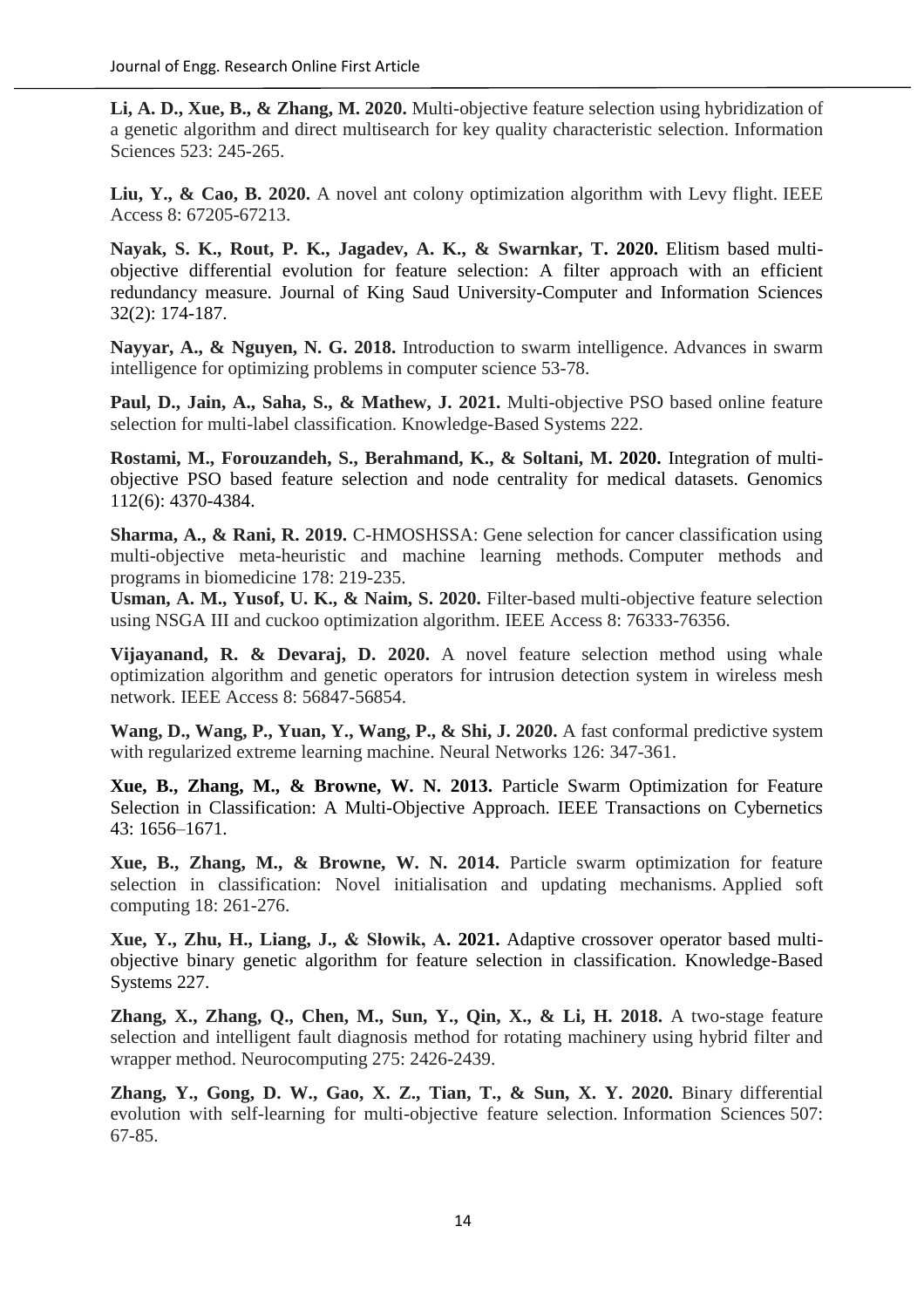**Li, A. D., Xue, B., & Zhang, M. 2020.** Multi-objective feature selection using hybridization of a genetic algorithm and direct multisearch for key quality characteristic selection. Information Sciences 523: 245-265.

**Liu, Y., & Cao, B. 2020.** A novel ant colony optimization algorithm with Levy flight. IEEE Access 8: 67205-67213.

**Nayak, S. K., Rout, P. K., Jagadev, A. K., & Swarnkar, T. 2020.** Elitism based multi-objective differential evolution for feature selection: A filter approach with an efficient redundancy measure. Journal of King Saud University-Computer and Information Sciences 32(2): 174-187.

**Nayyar, A., & Nguyen, N. G. 2018.** Introduction to swarm intelligence. Advances in swarm intelligence for optimizing problems in computer science 53-78.

**Paul, D., Jain, A., Saha, S., & Mathew, J. 2021.** Multi-objective PSO based online feature selection for multi-label classification. Knowledge-Based Systems 222.

**Rostami, M., Forouzandeh, S., Berahmand, K., & Soltani, M. 2020.** Integration of multi-objective PSO based feature selection and node centrality for medical datasets. Genomics 112(6): 4370-4384.

**Sharma, A., & Rani, R. 2019.** C-HMOSHSSA: Gene selection for cancer classification using multi-objective meta-heuristic and machine learning methods. Computer methods and programs in biomedicine 178: 219-235.

**Usman, A. M., Yusof, U. K., & Naim, S. 2020.** Filter-based multi-objective feature selection using NSGA III and cuckoo optimization algorithm. IEEE Access 8: 76333-76356.

**Vijayanand, R. & Devaraj, D. 2020.** A novel feature selection method using whale optimization algorithm and genetic operators for intrusion detection system in wireless mesh network. IEEE Access 8: 56847-56854.

**Wang, D., Wang, P., Yuan, Y., Wang, P., & Shi, J. 2020.** A fast conformal predictive system with regularized extreme learning machine. Neural Networks 126: 347-361.

**Xue, B., Zhang, M., & Browne, W. N. 2013.** Particle Swarm Optimization for Feature Selection in Classification: A Multi-Objective Approach. IEEE Transactions on Cybernetics 43: 1656–1671.

**Xue, B., Zhang, M., & Browne, W. N. 2014.** Particle swarm optimization for feature selection in classification: Novel initialisation and updating mechanisms. Applied soft computing 18: 261-276.

**Xue, Y., Zhu, H., Liang, J., & Słowik, A. 2021.** Adaptive crossover operator based multi-objective binary genetic algorithm for feature selection in classification. Knowledge-Based Systems 227.

**Zhang, X., Zhang, Q., Chen, M., Sun, Y., Qin, X., & Li, H. 2018.** A two-stage feature selection and intelligent fault diagnosis method for rotating machinery using hybrid filter and wrapper method. Neurocomputing 275: 2426-2439.

**Zhang, Y., Gong, D. W., Gao, X. Z., Tian, T., & Sun, X. Y. 2020.** Binary differential evolution with self-learning for multi-objective feature selection. Information Sciences 507: 67-85.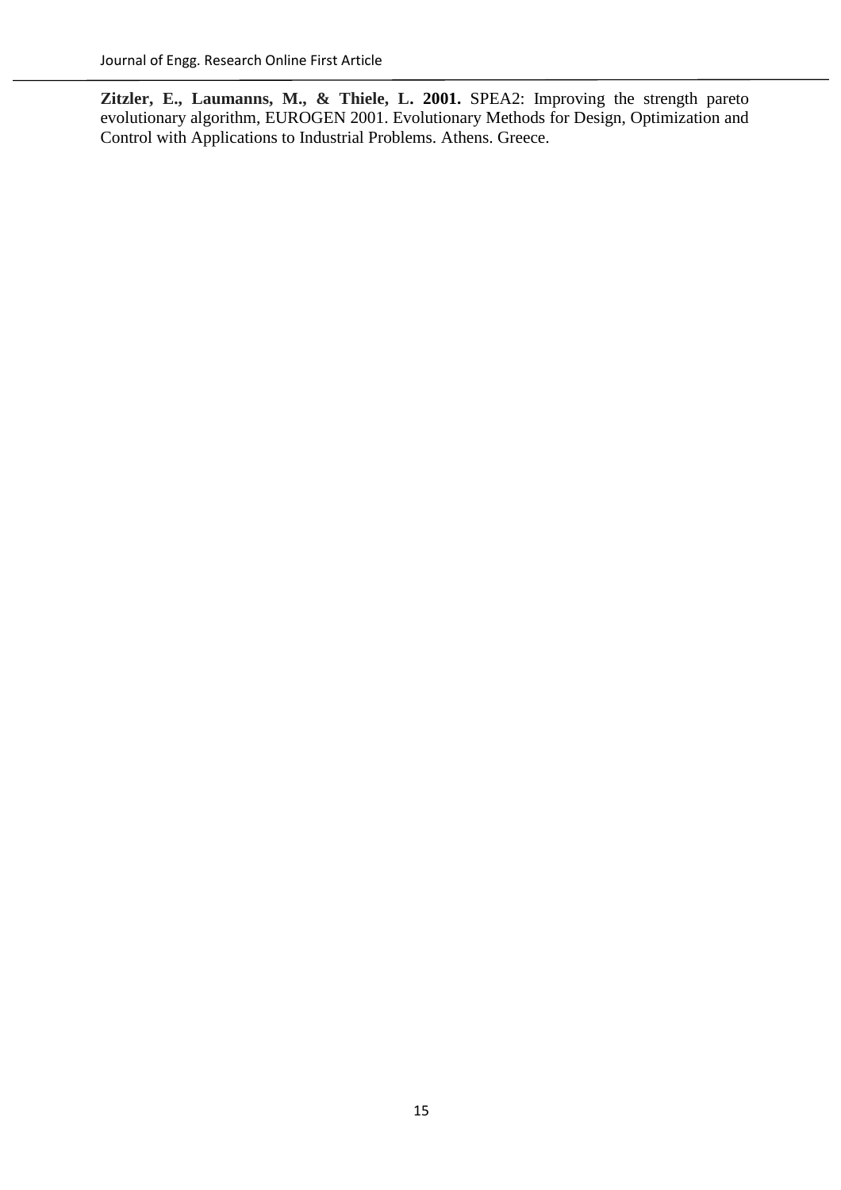**Zitzler, E., Laumanns, M., & Thiele, L. 2001.** SPEA2: Improving the strength pareto evolutionary algorithm, EUROGEN 2001. Evolutionary Methods for Design, Optimization and Control with Applications to Industrial Problems. Athens. Greece.